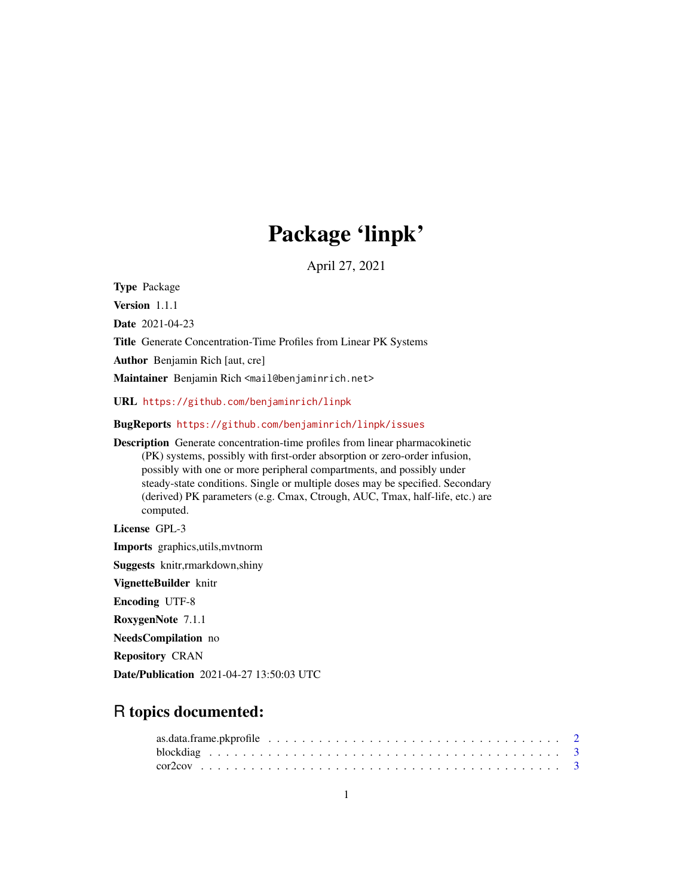# Package 'linpk'

April 27, 2021

**Type** Package

**Version** 1.1.1

**Date** 2021-04-23

**Title** Generate Concentration-Time Profiles from Linear PK Systems

**Author** Benjamin Rich [aut, cre]

**Maintainer** Benjamin Rich <mail@benjaminrich.net>

**URL** https://github.com/benjaminrich/linpk

**BugReports** https://github.com/benjaminrich/linpk/issues

**Description** Generate concentration-time profiles from linear pharmacokinetic (PK) systems, possibly with first-order absorption or zero-order infusion, possibly with one or more peripheral compartments, and possibly under steady-state conditions. Single or multiple doses may be specified. Secondary (derived) PK parameters (e.g. Cmax, Ctrough, AUC, Tmax, half-life, etc.) are computed.

**License** GPL-3

**Imports** graphics,utils,mvtnorm

**Suggests** knitr,rmarkdown,shiny

**VignetteBuilder** knitr

**Encoding** UTF-8

**RoxygenNote** 7.1.1

**NeedsCompilation** no

**Repository** CRAN

**Date/Publication** 2021-04-27 13:50:03 UTC

## R topics documented:

- as.data.frame.pkprofile . . . . . . . . . . . . . . . . . . . . . . . . . . . . . . . . . 2
- blockdiag . . . . . . . . . . . . . . . . . . . . . . . . . . . . . . . . . . . . . . . 3
- cor2cov . . . . . . . . . . . . . . . . . . . . . . . . . . . . . . . . . . . . . . . . 3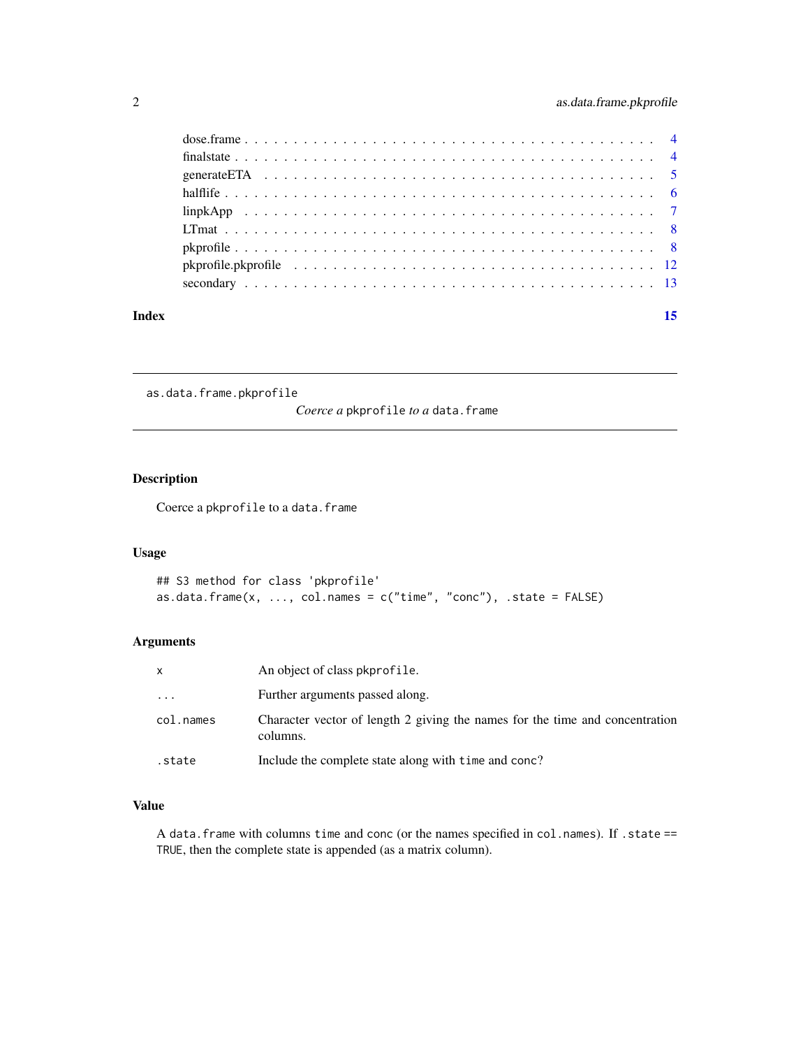dose.frame . . . . . . . . . . . . . . . . . . . . . . . . . . . . . . . . . . . . . . . 4
finalstate . . . . . . . . . . . . . . . . . . . . . . . . . . . . . . . . . . . . . . . 4
generateETA . . . . . . . . . . . . . . . . . . . . . . . . . . . . . . . . . . . . . . 5
halflife . . . . . . . . . . . . . . . . . . . . . . . . . . . . . . . . . . . . . . . . 6
linpkApp . . . . . . . . . . . . . . . . . . . . . . . . . . . . . . . . . . . . . . . . 7
LTmat . . . . . . . . . . . . . . . . . . . . . . . . . . . . . . . . . . . . . . . . . 8
pkprofile . . . . . . . . . . . . . . . . . . . . . . . . . . . . . . . . . . . . . . . . 8
pkprofile.pkprofile . . . . . . . . . . . . . . . . . . . . . . . . . . . . . . . . . . . 12
secondary . . . . . . . . . . . . . . . . . . . . . . . . . . . . . . . . . . . . . . . 13

**Index** **15**

---

## as.data.frame.pkprofile — *Coerce a* `pkprofile` *to a* `data.frame`

### Description

Coerce a `pkprofile` to a `data.frame`

### Usage

```
## S3 method for class 'pkprofile'
as.data.frame(x, ..., col.names = c("time", "conc"), .state = FALSE)
```

### Arguments

| | |
|---|---|
| `x` | An object of class `pkprofile`. |
| `...` | Further arguments passed along. |
| `col.names` | Character vector of length 2 giving the names for the time and concentration columns. |
| `.state` | Include the complete state along with `time` and `conc`? |

### Value

A `data.frame` with columns `time` and `conc` (or the names specified in `col.names`). If `.state == TRUE`, then the complete state is appended (as a matrix column).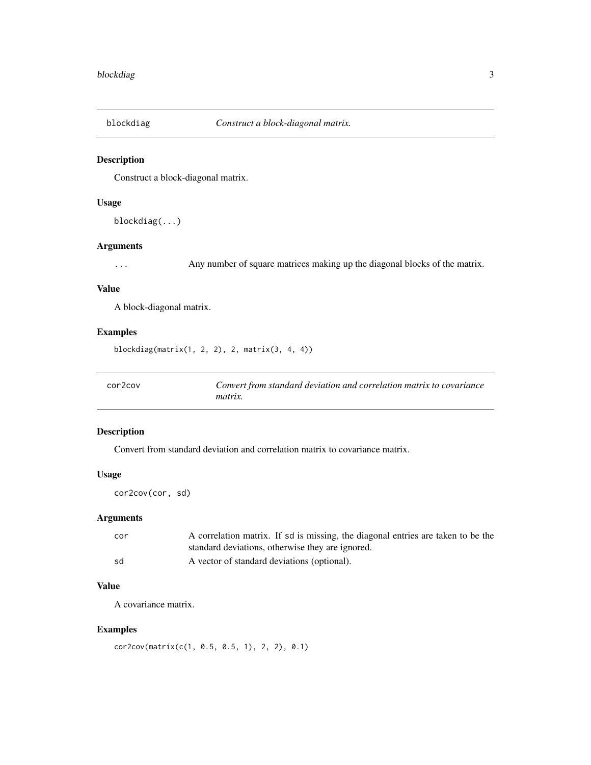## blockdiag — *Construct a block-diagonal matrix.*

### Description

Construct a block-diagonal matrix.

### Usage

```
blockdiag(...)
```

### Arguments

| | |
|---|---|
| ... | Any number of square matrices making up the diagonal blocks of the matrix. |

### Value

A block-diagonal matrix.

### Examples

```
blockdiag(matrix(1, 2, 2), 2, matrix(3, 4, 4))
```

## cor2cov — *Convert from standard deviation and correlation matrix to covariance matrix.*

### Description

Convert from standard deviation and correlation matrix to covariance matrix.

### Usage

```
cor2cov(cor, sd)
```

### Arguments

| | |
|---|---|
| cor | A correlation matrix. If sd is missing, the diagonal entries are taken to be the standard deviations, otherwise they are ignored. |
| sd | A vector of standard deviations (optional). |

### Value

A covariance matrix.

### Examples

```
cor2cov(matrix(c(1, 0.5, 0.5, 1), 2, 2), 0.1)
```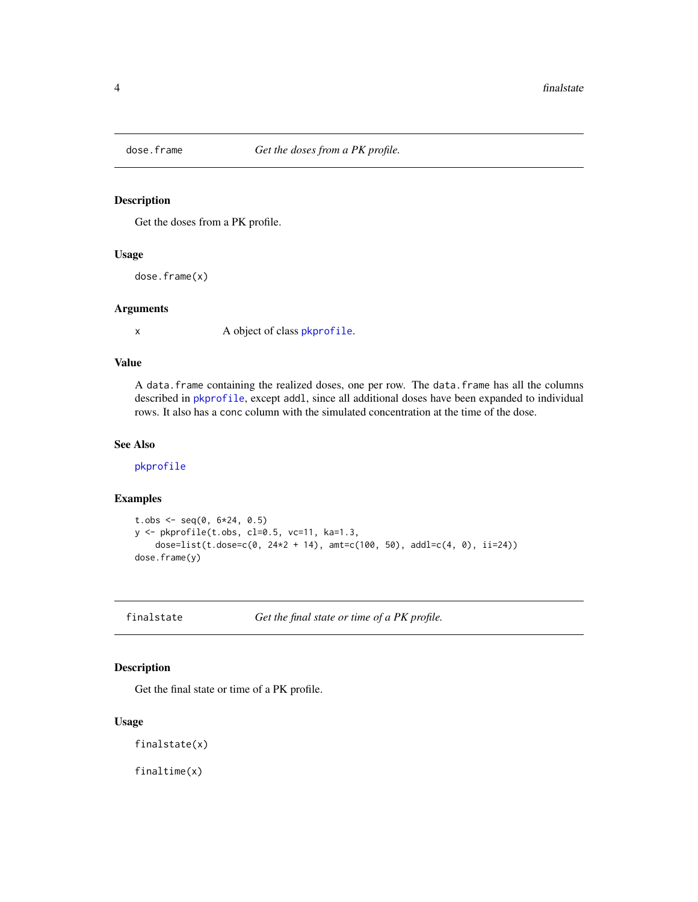## dose.frame — *Get the doses from a PK profile.*

### Description

Get the doses from a PK profile.

### Usage

```
dose.frame(x)
```

### Arguments

x  A object of class pkprofile.

### Value

A data.frame containing the realized doses, one per row. The data.frame has all the columns described in pkprofile, except addl, since all additional doses have been expanded to individual rows. It also has a conc column with the simulated concentration at the time of the dose.

### See Also

pkprofile

### Examples

```
t.obs <- seq(0, 6*24, 0.5)
y <- pkprofile(t.obs, cl=0.5, vc=11, ka=1.3,
    dose=list(t.dose=c(0, 24*2 + 14), amt=c(100, 50), addl=c(4, 0), ii=24))
dose.frame(y)
```

## finalstate — *Get the final state or time of a PK profile.*

### Description

Get the final state or time of a PK profile.

### Usage

```
finalstate(x)

finaltime(x)
```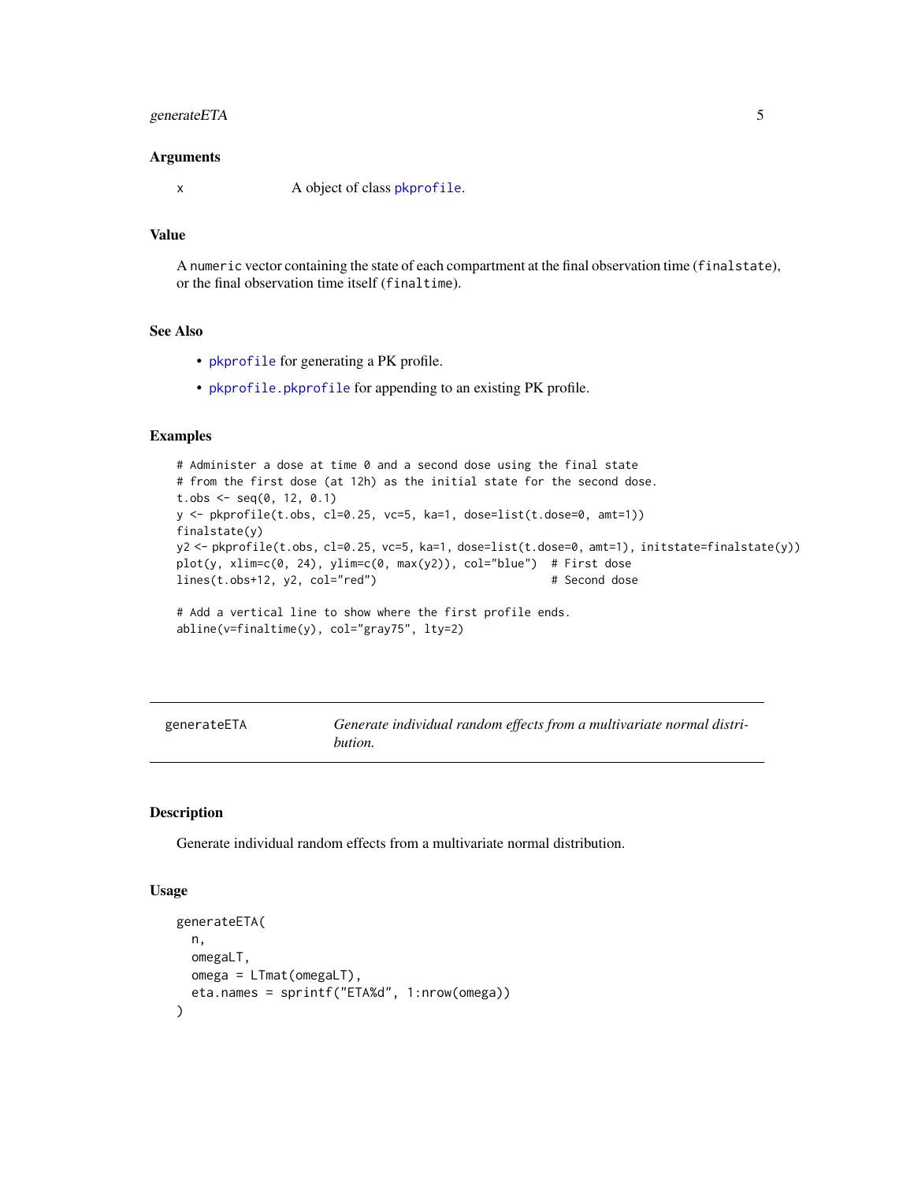### Arguments

| | |
|---|---|
| x | A object of class `pkprofile`. |

### Value

A `numeric` vector containing the state of each compartment at the final observation time (`finalstate`), or the final observation time itself (`finaltime`).

### See Also

- `pkprofile` for generating a PK profile.
- `pkprofile.pkprofile` for appending to an existing PK profile.

### Examples

```
# Administer a dose at time 0 and a second dose using the final state
# from the first dose (at 12h) as the initial state for the second dose.
t.obs <- seq(0, 12, 0.1)
y <- pkprofile(t.obs, cl=0.25, vc=5, ka=1, dose=list(t.dose=0, amt=1))
finalstate(y)
y2 <- pkprofile(t.obs, cl=0.25, vc=5, ka=1, dose=list(t.dose=0, amt=1), initstate=finalstate(y))
plot(y, xlim=c(0, 24), ylim=c(0, max(y2)), col="blue")  # First dose
lines(t.obs+12, y2, col="red")                           # Second dose

# Add a vertical line to show where the first profile ends.
abline(v=finaltime(y), col="gray75", lty=2)
```

---

## generateETA — *Generate individual random effects from a multivariate normal distribution.*

---

### Description

Generate individual random effects from a multivariate normal distribution.

### Usage

```
generateETA(
  n,
  omegaLT,
  omega = LTmat(omegaLT),
  eta.names = sprintf("ETA%d", 1:nrow(omega))
)
```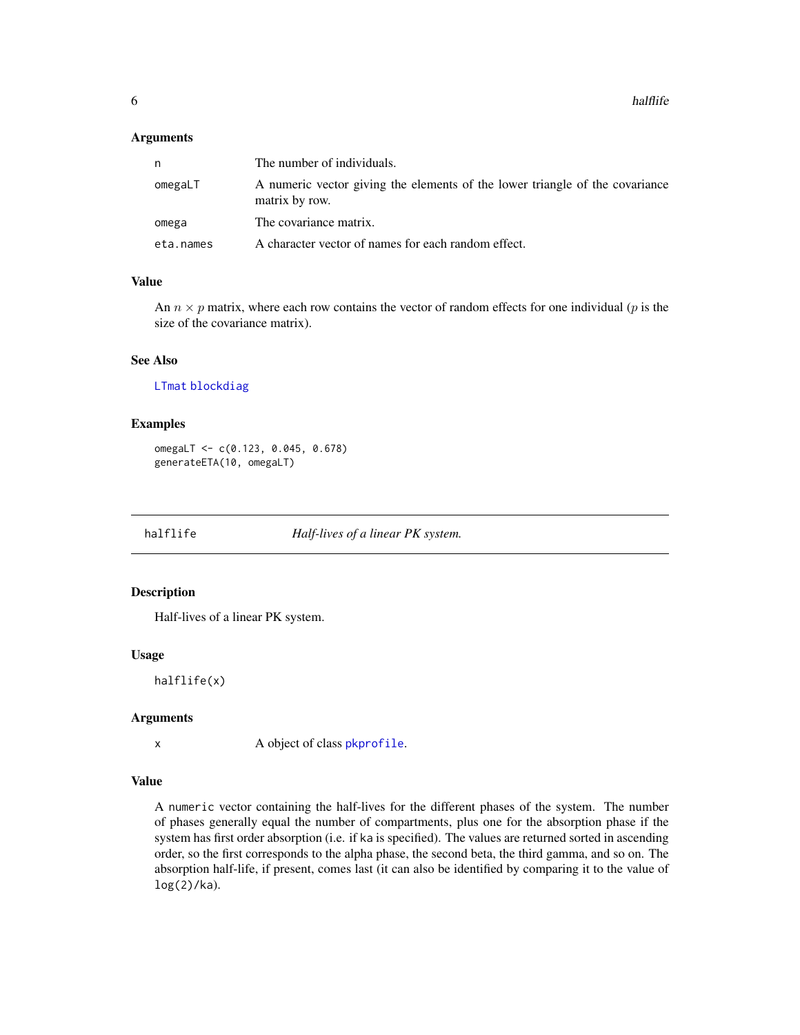### Arguments

| | |
|---|---|
| n | The number of individuals. |
| omegaLT | A numeric vector giving the elements of the lower triangle of the covariance matrix by row. |
| omega | The covariance matrix. |
| eta.names | A character vector of names for each random effect. |

### Value

An $n \times p$ matrix, where each row contains the vector of random effects for one individual ($p$ is the size of the covariance matrix).

### See Also

LTmat blockdiag

### Examples

```
omegaLT <- c(0.123, 0.045, 0.678)
generateETA(10, omegaLT)
```

---

## halflife — *Half-lives of a linear PK system.*

### Description

Half-lives of a linear PK system.

### Usage

```
halflife(x)
```

### Arguments

| | |
|---|---|
| x | A object of class pkprofile. |

### Value

A numeric vector containing the half-lives for the different phases of the system. The number of phases generally equal the number of compartments, plus one for the absorption phase if the system has first order absorption (i.e. if ka is specified). The values are returned sorted in ascending order, so the first corresponds to the alpha phase, the second beta, the third gamma, and so on. The absorption half-life, if present, comes last (it can also be identified by comparing it to the value of log(2)/ka).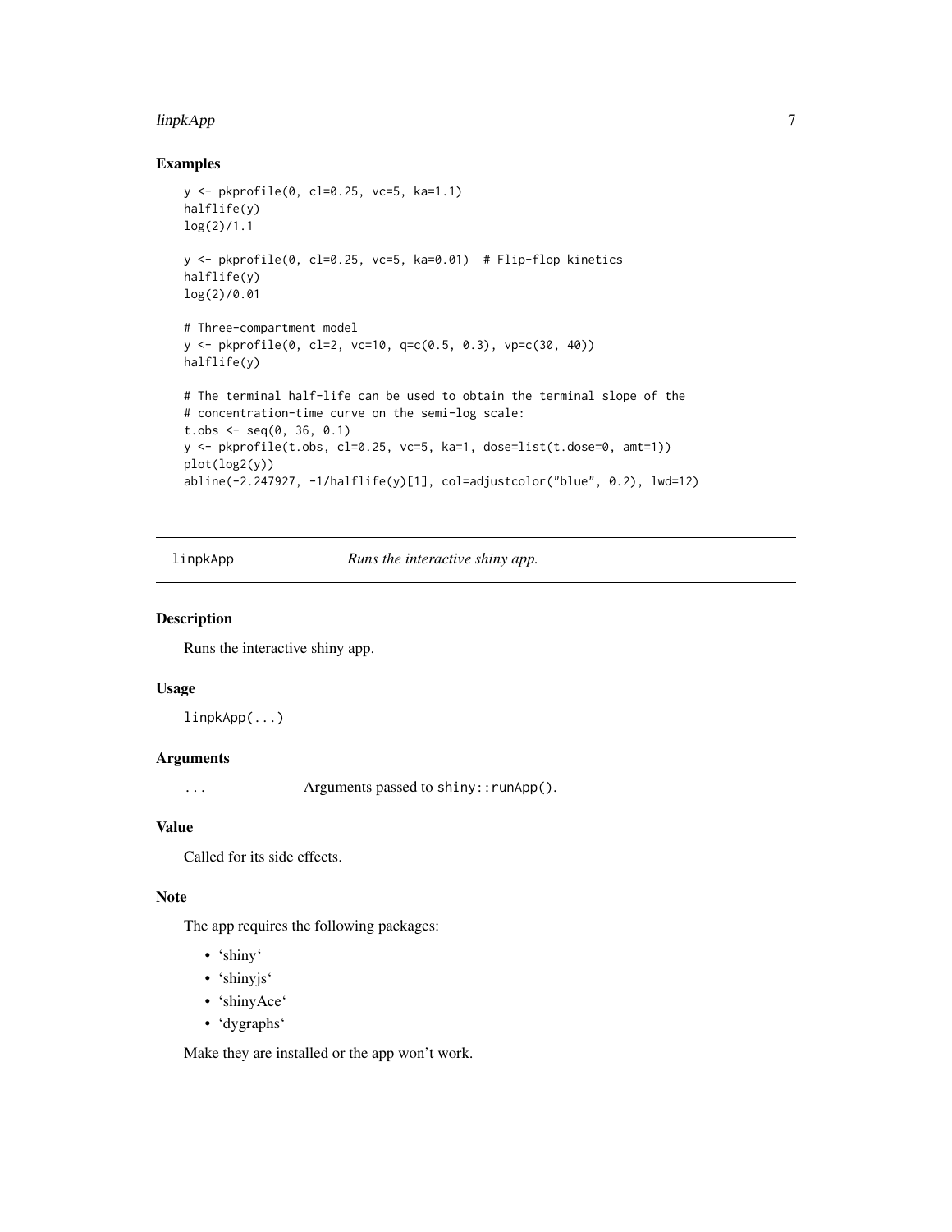### Examples

```
y <- pkprofile(0, cl=0.25, vc=5, ka=1.1)
halflife(y)
log(2)/1.1

y <- pkprofile(0, cl=0.25, vc=5, ka=0.01)  # Flip-flop kinetics
halflife(y)
log(2)/0.01

# Three-compartment model
y <- pkprofile(0, cl=2, vc=10, q=c(0.5, 0.3), vp=c(30, 40))
halflife(y)

# The terminal half-life can be used to obtain the terminal slope of the
# concentration-time curve on the semi-log scale:
t.obs <- seq(0, 36, 0.1)
y <- pkprofile(t.obs, cl=0.25, vc=5, ka=1, dose=list(t.dose=0, amt=1))
plot(log2(y))
abline(-2.247927, -1/halflife(y)[1], col=adjustcolor("blue", 0.2), lwd=12)
```

---

## linpkApp — *Runs the interactive shiny app.*

### Description

Runs the interactive shiny app.

### Usage

```
linpkApp(...)
```

### Arguments

| | |
|---|---|
| `...` | Arguments passed to `shiny::runApp()`. |

### Value

Called for its side effects.

### Note

The app requires the following packages:

- 'shiny'
- 'shinyjs'
- 'shinyAce'
- 'dygraphs'

Make they are installed or the app won't work.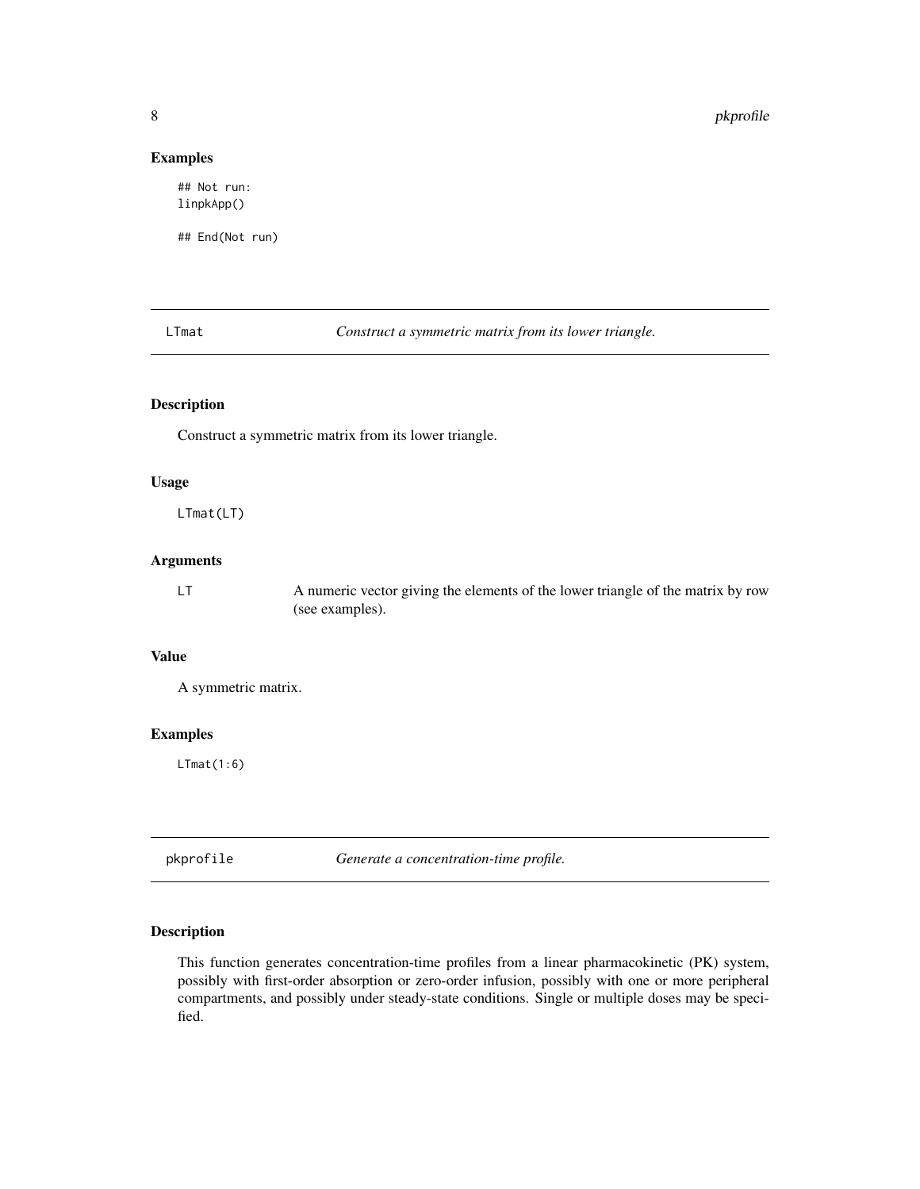### Examples

```
## Not run:
linpkApp()

## End(Not run)
```

## LTmat — *Construct a symmetric matrix from its lower triangle.*

### Description

Construct a symmetric matrix from its lower triangle.

### Usage

```
LTmat(LT)
```

### Arguments

| | |
|---|---|
| LT | A numeric vector giving the elements of the lower triangle of the matrix by row (see examples). |

### Value

A symmetric matrix.

### Examples

```
LTmat(1:6)
```

## pkprofile — *Generate a concentration-time profile.*

### Description

This function generates concentration-time profiles from a linear pharmacokinetic (PK) system, possibly with first-order absorption or zero-order infusion, possibly with one or more peripheral compartments, and possibly under steady-state conditions. Single or multiple doses may be specified.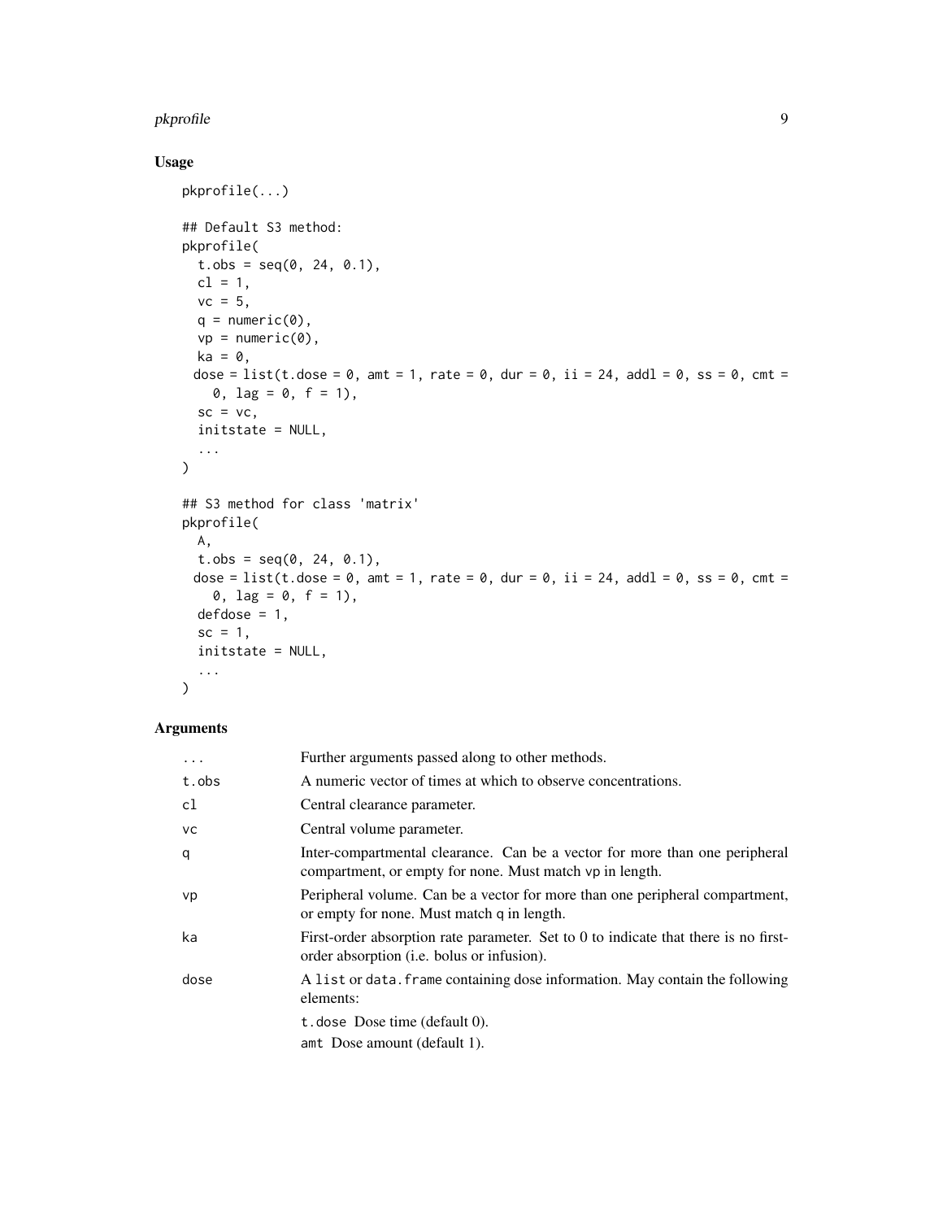## Usage

```
pkprofile(...)

## Default S3 method:
pkprofile(
  t.obs = seq(0, 24, 0.1),
  cl = 1,
  vc = 5,
  q = numeric(0),
  vp = numeric(0),
  ka = 0,
 dose = list(t.dose = 0, amt = 1, rate = 0, dur = 0, ii = 24, addl = 0, ss = 0, cmt =
    0, lag = 0, f = 1),
  sc = vc,
  initstate = NULL,
  ...
)

## S3 method for class 'matrix'
pkprofile(
  A,
  t.obs = seq(0, 24, 0.1),
 dose = list(t.dose = 0, amt = 1, rate = 0, dur = 0, ii = 24, addl = 0, ss = 0, cmt =
    0, lag = 0, f = 1),
  defdose = 1,
  sc = 1,
  initstate = NULL,
  ...
)
```

## Arguments

| | |
|---|---|
| `...` | Further arguments passed along to other methods. |
| `t.obs` | A numeric vector of times at which to observe concentrations. |
| `cl` | Central clearance parameter. |
| `vc` | Central volume parameter. |
| `q` | Inter-compartmental clearance. Can be a vector for more than one peripheral compartment, or empty for none. Must match `vp` in length. |
| `vp` | Peripheral volume. Can be a vector for more than one peripheral compartment, or empty for none. Must match `q` in length. |
| `ka` | First-order absorption rate parameter. Set to 0 to indicate that there is no first-order absorption (i.e. bolus or infusion). |
| `dose` | A `list` or `data.frame` containing dose information. May contain the following elements:<br>`t.dose` Dose time (default 0).<br>`amt` Dose amount (default 1). |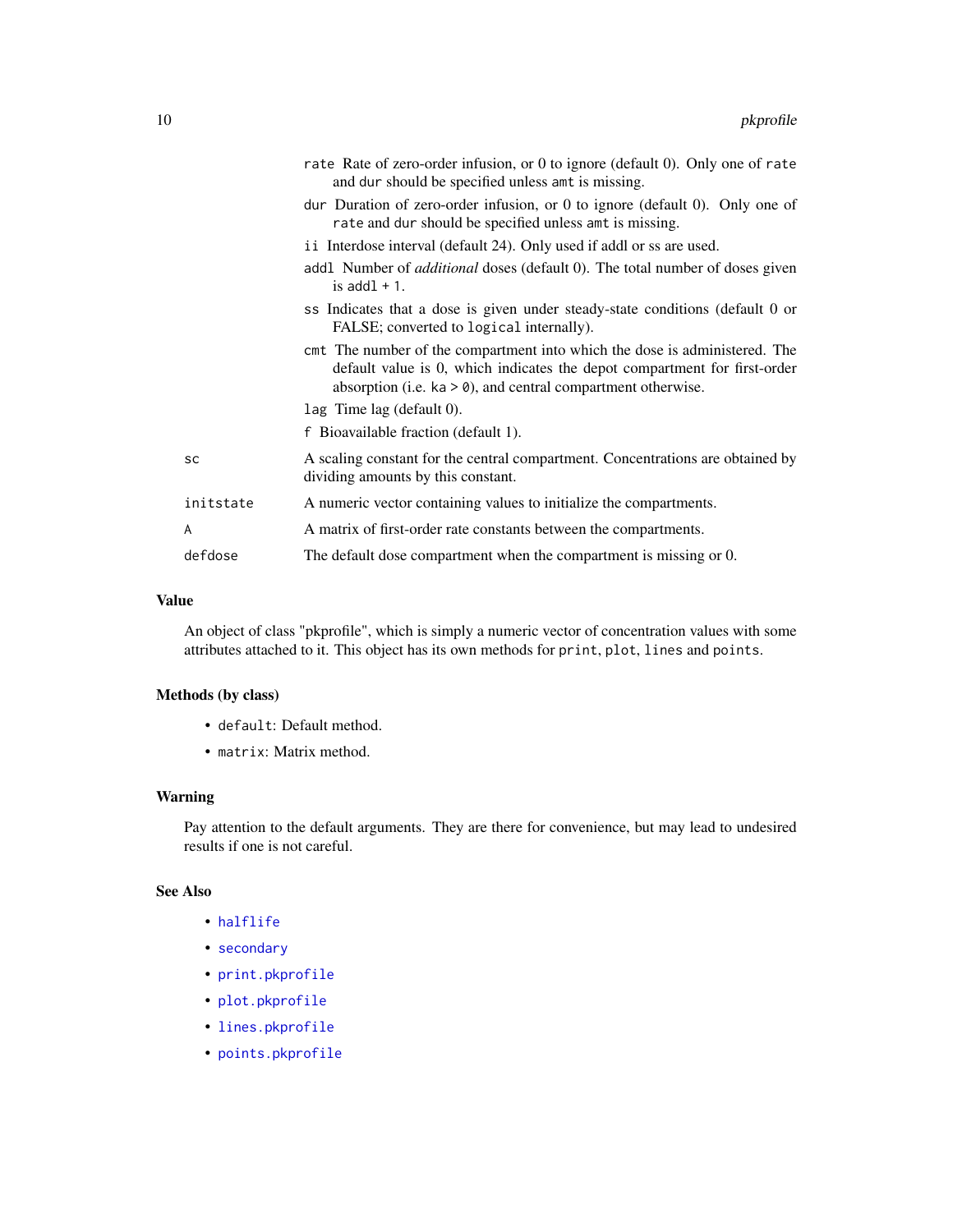- `rate` Rate of zero-order infusion, or 0 to ignore (default 0). Only one of `rate` and `dur` should be specified unless `amt` is missing.
- `dur` Duration of zero-order infusion, or 0 to ignore (default 0). Only one of `rate` and `dur` should be specified unless `amt` is missing.
- `ii` Interdose interval (default 24). Only used if addl or ss are used.
- `addl` Number of *additional* doses (default 0). The total number of doses given is `addl + 1`.
- `ss` Indicates that a dose is given under steady-state conditions (default 0 or FALSE; converted to `logical` internally).
- `cmt` The number of the compartment into which the dose is administered. The default value is 0, which indicates the depot compartment for first-order absorption (i.e. `ka > 0`), and central compartment otherwise.
- `lag` Time lag (default 0).
- `f` Bioavailable fraction (default 1).

| | |
|---|---|
| `sc` | A scaling constant for the central compartment. Concentrations are obtained by dividing amounts by this constant. |
| `initstate` | A numeric vector containing values to initialize the compartments. |
| `A` | A matrix of first-order rate constants between the compartments. |
| `defdose` | The default dose compartment when the compartment is missing or 0. |

## Value

An object of class "pkprofile", which is simply a numeric vector of concentration values with some attributes attached to it. This object has its own methods for `print`, `plot`, `lines` and `points`.

## Methods (by class)

- `default`: Default method.
- `matrix`: Matrix method.

## Warning

Pay attention to the default arguments. They are there for convenience, but may lead to undesired results if one is not careful.

## See Also

- `halflife`
- `secondary`
- `print.pkprofile`
- `plot.pkprofile`
- `lines.pkprofile`
- `points.pkprofile`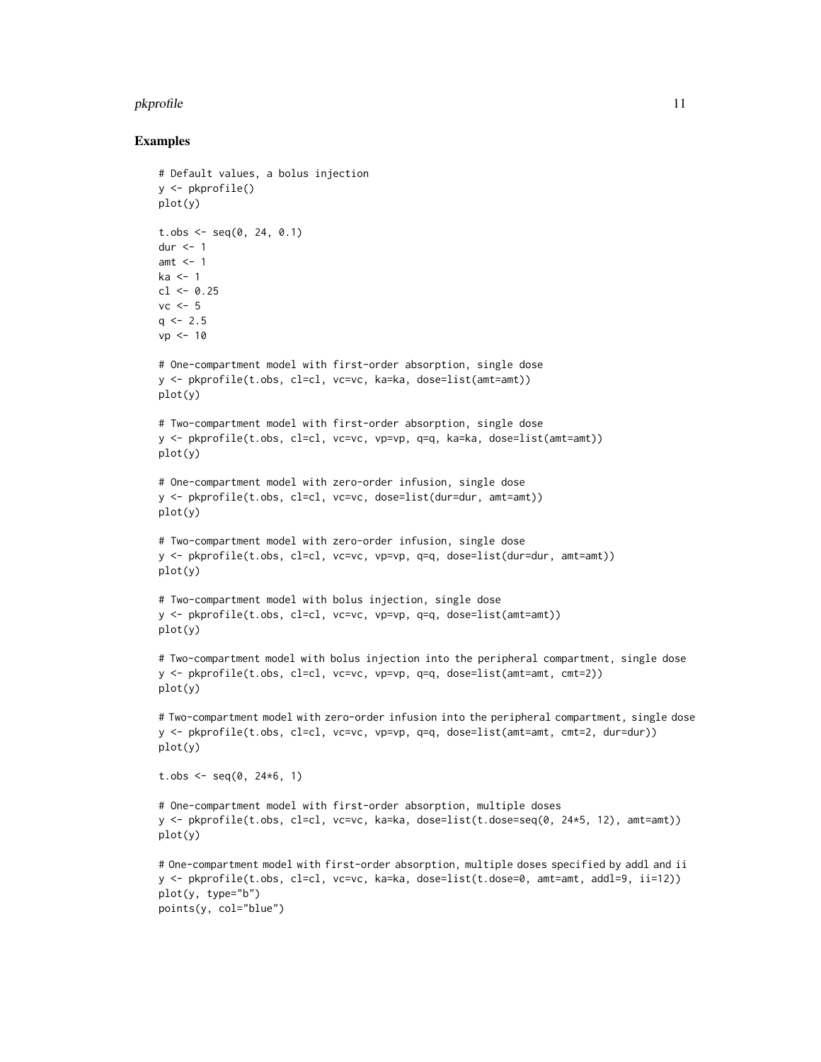## Examples

```
# Default values, a bolus injection
y <- pkprofile()
plot(y)

t.obs <- seq(0, 24, 0.1)
dur <- 1
amt <- 1
ka <- 1
cl <- 0.25
vc <- 5
q <- 2.5
vp <- 10

# One-compartment model with first-order absorption, single dose
y <- pkprofile(t.obs, cl=cl, vc=vc, ka=ka, dose=list(amt=amt))
plot(y)

# Two-compartment model with first-order absorption, single dose
y <- pkprofile(t.obs, cl=cl, vc=vc, vp=vp, q=q, ka=ka, dose=list(amt=amt))
plot(y)

# One-compartment model with zero-order infusion, single dose
y <- pkprofile(t.obs, cl=cl, vc=vc, dose=list(dur=dur, amt=amt))
plot(y)

# Two-compartment model with zero-order infusion, single dose
y <- pkprofile(t.obs, cl=cl, vc=vc, vp=vp, q=q, dose=list(dur=dur, amt=amt))
plot(y)

# Two-compartment model with bolus injection, single dose
y <- pkprofile(t.obs, cl=cl, vc=vc, vp=vp, q=q, dose=list(amt=amt))
plot(y)

# Two-compartment model with bolus injection into the peripheral compartment, single dose
y <- pkprofile(t.obs, cl=cl, vc=vc, vp=vp, q=q, dose=list(amt=amt, cmt=2))
plot(y)

# Two-compartment model with zero-order infusion into the peripheral compartment, single dose
y <- pkprofile(t.obs, cl=cl, vc=vc, vp=vp, q=q, dose=list(amt=amt, cmt=2, dur=dur))
plot(y)

t.obs <- seq(0, 24*6, 1)

# One-compartment model with first-order absorption, multiple doses
y <- pkprofile(t.obs, cl=cl, vc=vc, ka=ka, dose=list(t.dose=seq(0, 24*5, 12), amt=amt))
plot(y)

# One-compartment model with first-order absorption, multiple doses specified by addl and ii
y <- pkprofile(t.obs, cl=cl, vc=vc, ka=ka, dose=list(t.dose=0, amt=amt, addl=9, ii=12))
plot(y, type="b")
points(y, col="blue")
```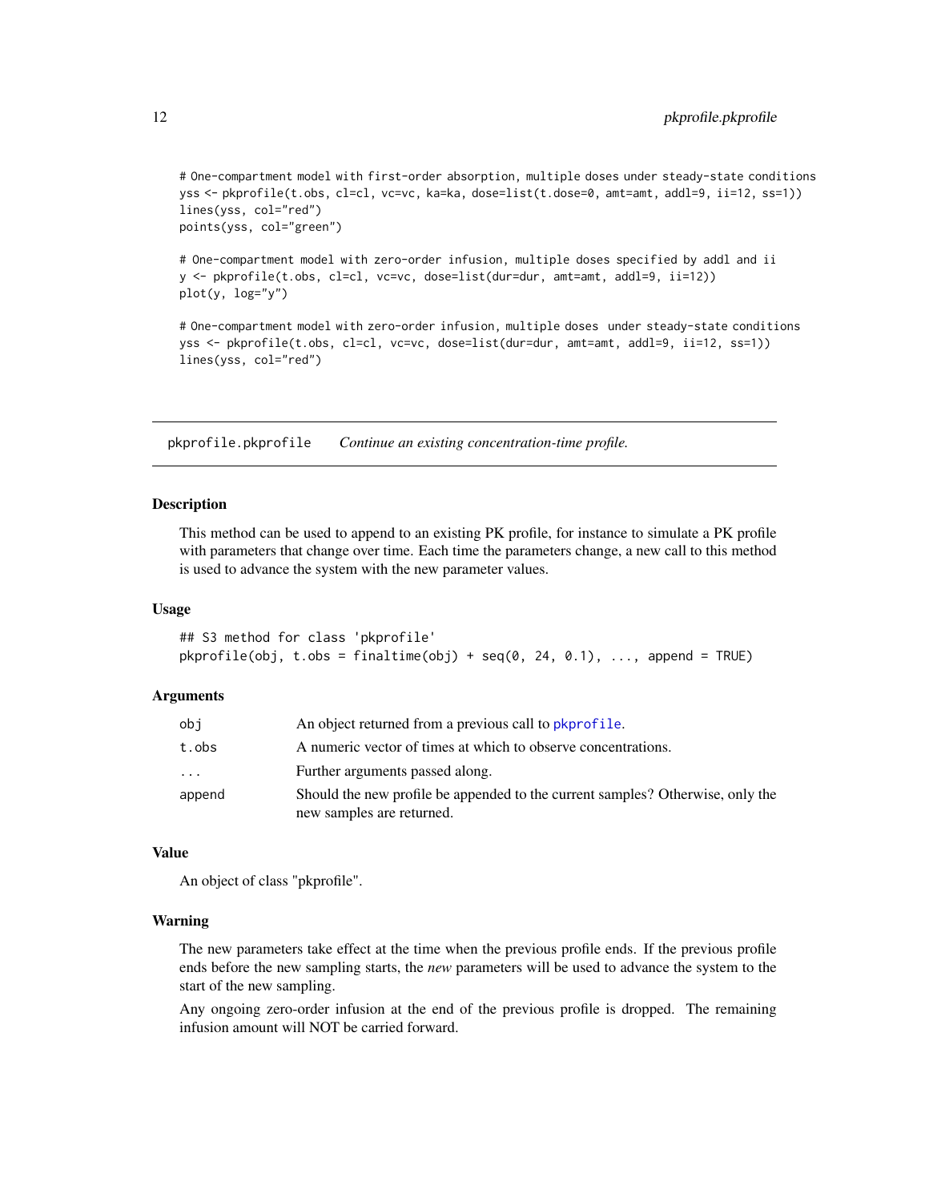```
# One-compartment model with first-order absorption, multiple doses under steady-state conditions
yss <- pkprofile(t.obs, cl=cl, vc=vc, ka=ka, dose=list(t.dose=0, amt=amt, addl=9, ii=12, ss=1))
lines(yss, col="red")
points(yss, col="green")

# One-compartment model with zero-order infusion, multiple doses specified by addl and ii
y <- pkprofile(t.obs, cl=cl, vc=vc, dose=list(dur=dur, amt=amt, addl=9, ii=12))
plot(y, log="y")

# One-compartment model with zero-order infusion, multiple doses  under steady-state conditions
yss <- pkprofile(t.obs, cl=cl, vc=vc, dose=list(dur=dur, amt=amt, addl=9, ii=12, ss=1))
lines(yss, col="red")
```

---

## pkprofile.pkprofile — *Continue an existing concentration-time profile.*

### Description

This method can be used to append to an existing PK profile, for instance to simulate a PK profile with parameters that change over time. Each time the parameters change, a new call to this method is used to advance the system with the new parameter values.

### Usage

```
## S3 method for class 'pkprofile'
pkprofile(obj, t.obs = finaltime(obj) + seq(0, 24, 0.1), ..., append = TRUE)
```

### Arguments

| | |
|---|---|
| `obj` | An object returned from a previous call to `pkprofile`. |
| `t.obs` | A numeric vector of times at which to observe concentrations. |
| `...` | Further arguments passed along. |
| `append` | Should the new profile be appended to the current samples? Otherwise, only the new samples are returned. |

### Value

An object of class "pkprofile".

### Warning

The new parameters take effect at the time when the previous profile ends. If the previous profile ends before the new sampling starts, the *new* parameters will be used to advance the system to the start of the new sampling.

Any ongoing zero-order infusion at the end of the previous profile is dropped. The remaining infusion amount will NOT be carried forward.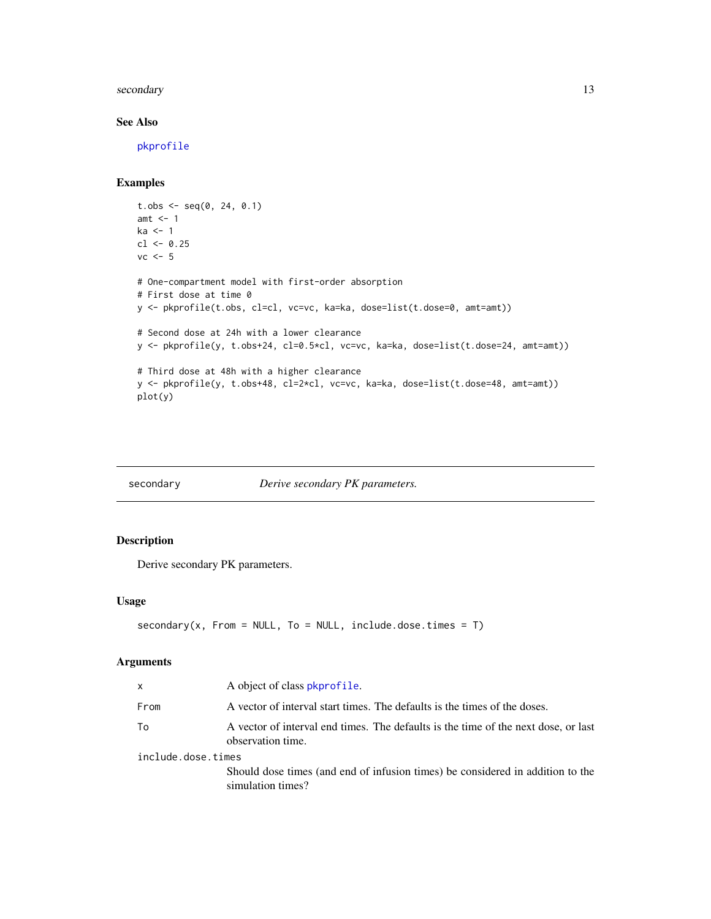### See Also

pkprofile

### Examples

```
t.obs <- seq(0, 24, 0.1)
amt <- 1
ka <- 1
cl <- 0.25
vc <- 5

# One-compartment model with first-order absorption
# First dose at time 0
y <- pkprofile(t.obs, cl=cl, vc=vc, ka=ka, dose=list(t.dose=0, amt=amt))

# Second dose at 24h with a lower clearance
y <- pkprofile(y, t.obs+24, cl=0.5*cl, vc=vc, ka=ka, dose=list(t.dose=24, amt=amt))

# Third dose at 48h with a higher clearance
y <- pkprofile(y, t.obs+48, cl=2*cl, vc=vc, ka=ka, dose=list(t.dose=48, amt=amt))
plot(y)
```

---

## secondary — *Derive secondary PK parameters.*

---

### Description

Derive secondary PK parameters.

### Usage

```
secondary(x, From = NULL, To = NULL, include.dose.times = T)
```

### Arguments

| | |
|---|---|
| `x` | A object of class pkprofile. |
| `From` | A vector of interval start times. The defaults is the times of the doses. |
| `To` | A vector of interval end times. The defaults is the time of the next dose, or last observation time. |
| `include.dose.times` | Should dose times (and end of infusion times) be considered in addition to the simulation times? |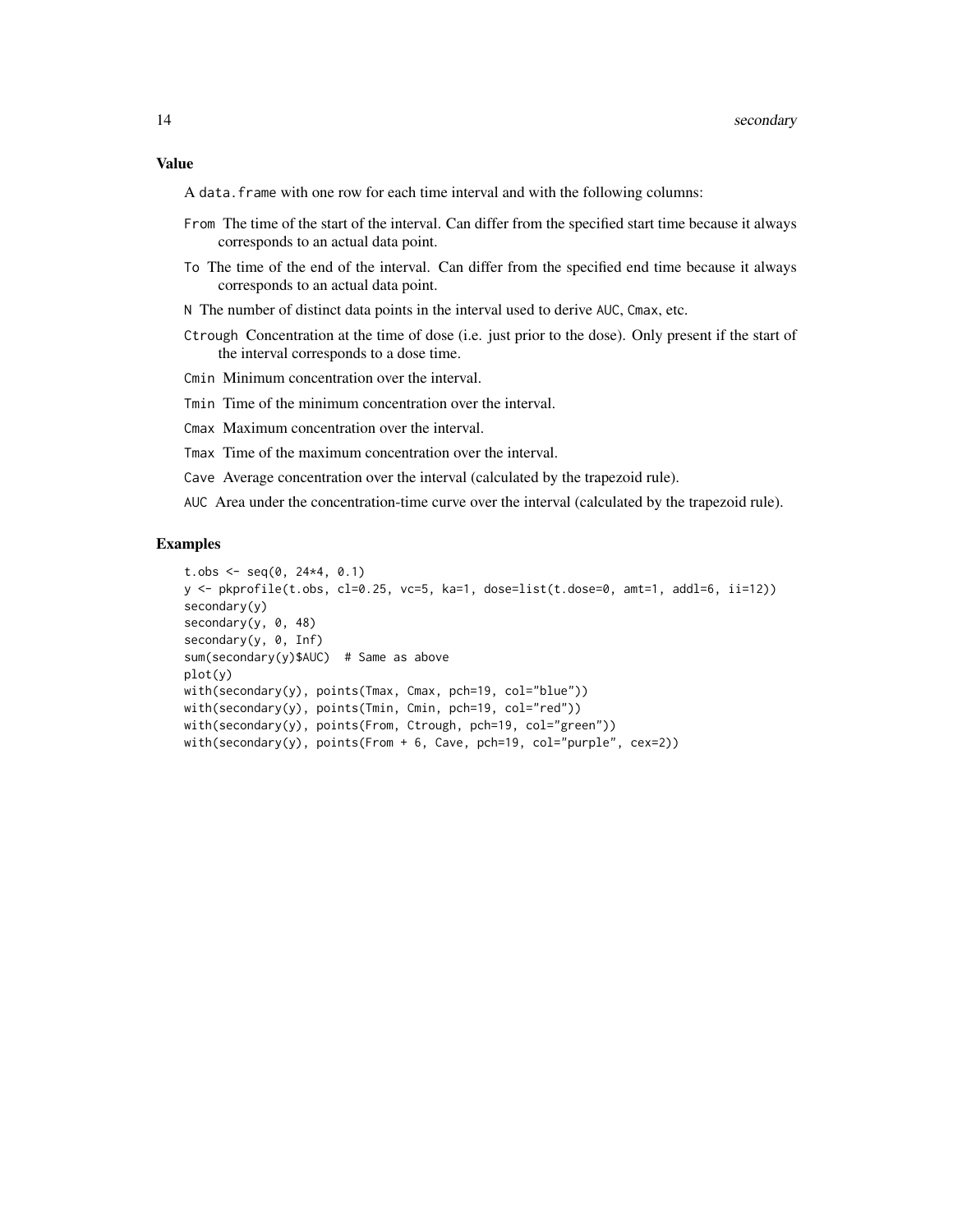### Value

A `data.frame` with one row for each time interval and with the following columns:

- `From` The time of the start of the interval. Can differ from the specified start time because it always corresponds to an actual data point.
- `To` The time of the end of the interval. Can differ from the specified end time because it always corresponds to an actual data point.
- `N` The number of distinct data points in the interval used to derive `AUC`, `Cmax`, etc.
- `Ctrough` Concentration at the time of dose (i.e. just prior to the dose). Only present if the start of the interval corresponds to a dose time.
- `Cmin` Minimum concentration over the interval.
- `Tmin` Time of the minimum concentration over the interval.
- `Cmax` Maximum concentration over the interval.
- `Tmax` Time of the maximum concentration over the interval.
- `Cave` Average concentration over the interval (calculated by the trapezoid rule).
- `AUC` Area under the concentration-time curve over the interval (calculated by the trapezoid rule).

### Examples

```
t.obs <- seq(0, 24*4, 0.1)
y <- pkprofile(t.obs, cl=0.25, vc=5, ka=1, dose=list(t.dose=0, amt=1, addl=6, ii=12))
secondary(y)
secondary(y, 0, 48)
secondary(y, 0, Inf)
sum(secondary(y)$AUC)  # Same as above
plot(y)
with(secondary(y), points(Tmax, Cmax, pch=19, col="blue"))
with(secondary(y), points(Tmin, Cmin, pch=19, col="red"))
with(secondary(y), points(From, Ctrough, pch=19, col="green"))
with(secondary(y), points(From + 6, Cave, pch=19, col="purple", cex=2))
```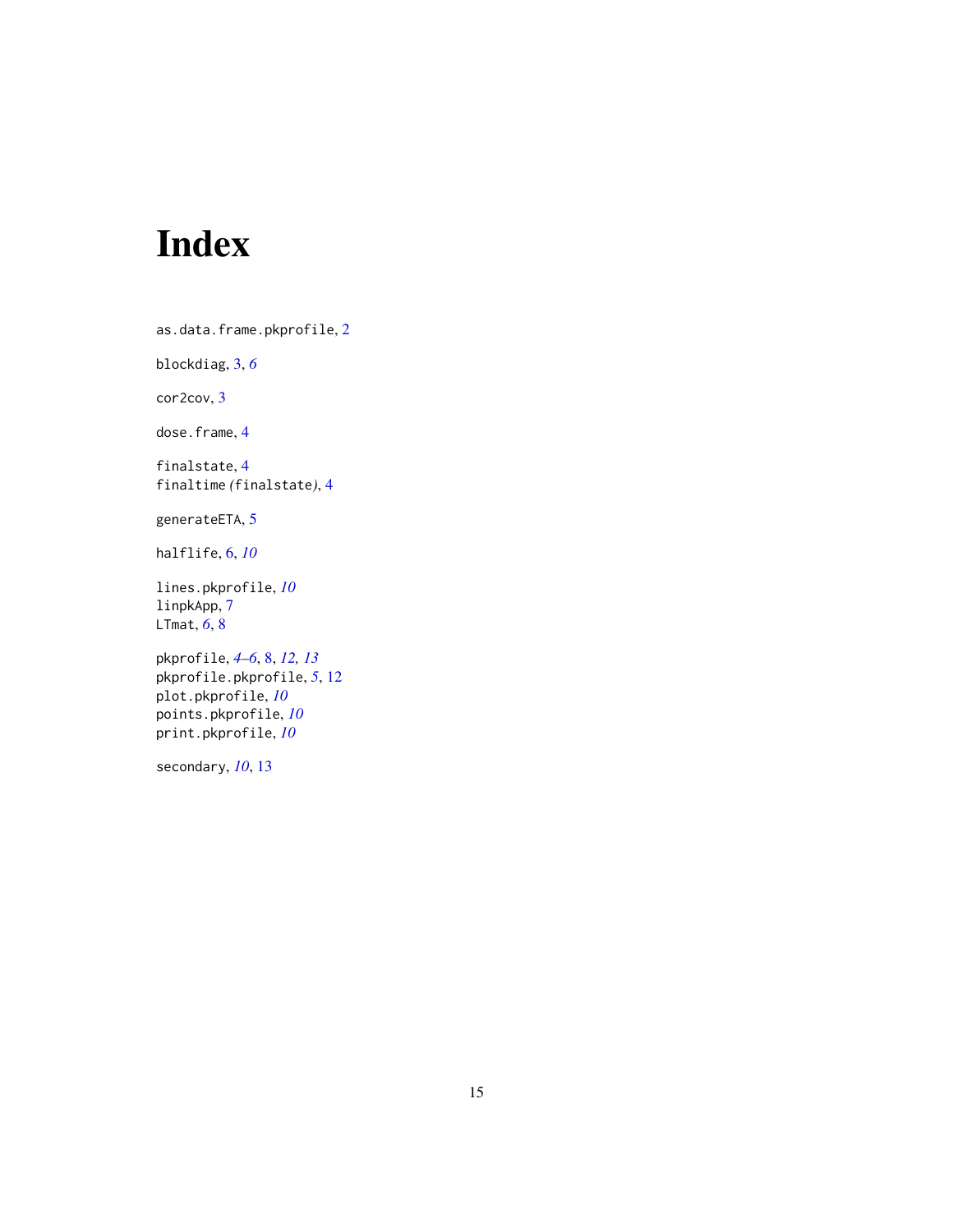# Index

as.data.frame.pkprofile, 2

blockdiag, 3, *6*

cor2cov, 3

dose.frame, 4

finalstate, 4
finaltime *(*finalstate*)*, 4

generateETA, 5

halflife, 6, *10*

lines.pkprofile, *10*
linpkApp, 7
LTmat, *6*, 8

pkprofile, *4–6*, 8, *12, 13*
pkprofile.pkprofile, *5*, 12
plot.pkprofile, *10*
points.pkprofile, *10*
print.pkprofile, *10*

secondary, *10*, 13